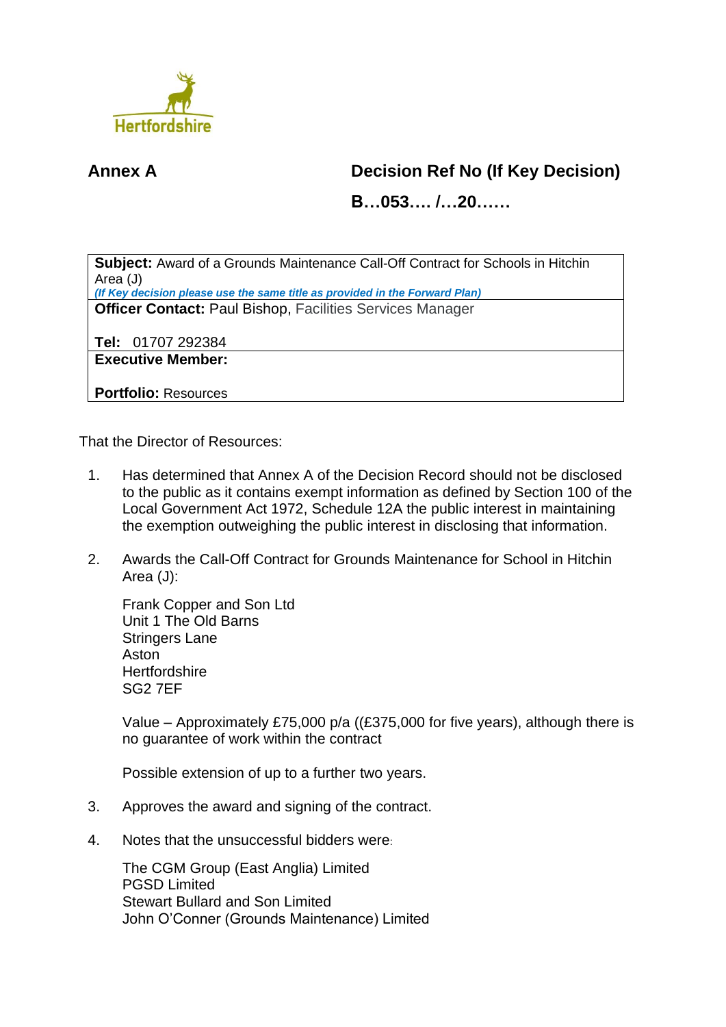Hertfordshire

**Annex A**

**Decision Ref No (If Key Decision)**

**B…053…. /…20……**

| **Subject:** Award of a Grounds Maintenance Call-Off Contract for Schools in Hitchin Area (J) *(If Key decision please use the same title as provided in the Forward Plan)* |
|---|
| **Officer Contact:** Paul Bishop, Facilities Services Manager<br><br>**Tel:** 01707 292384 |
| **Executive Member:**<br><br>**Portfolio:** Resources |

That the Director of Resources:

1. Has determined that Annex A of the Decision Record should not be disclosed to the public as it contains exempt information as defined by Section 100 of the Local Government Act 1972, Schedule 12A the public interest in maintaining the exemption outweighing the public interest in disclosing that information.

2. Awards the Call-Off Contract for Grounds Maintenance for School in Hitchin Area (J):

   Frank Copper and Son Ltd
   Unit 1 The Old Barns
   Stringers Lane
   Aston
   Hertfordshire
   SG2 7EF

   Value – Approximately £75,000 p/a ((£375,000 for five years), although there is no guarantee of work within the contract

   Possible extension of up to a further two years.

3. Approves the award and signing of the contract.

4. Notes that the unsuccessful bidders were:

   The CGM Group (East Anglia) Limited
   PGSD Limited
   Stewart Bullard and Son Limited
   John O'Conner (Grounds Maintenance) Limited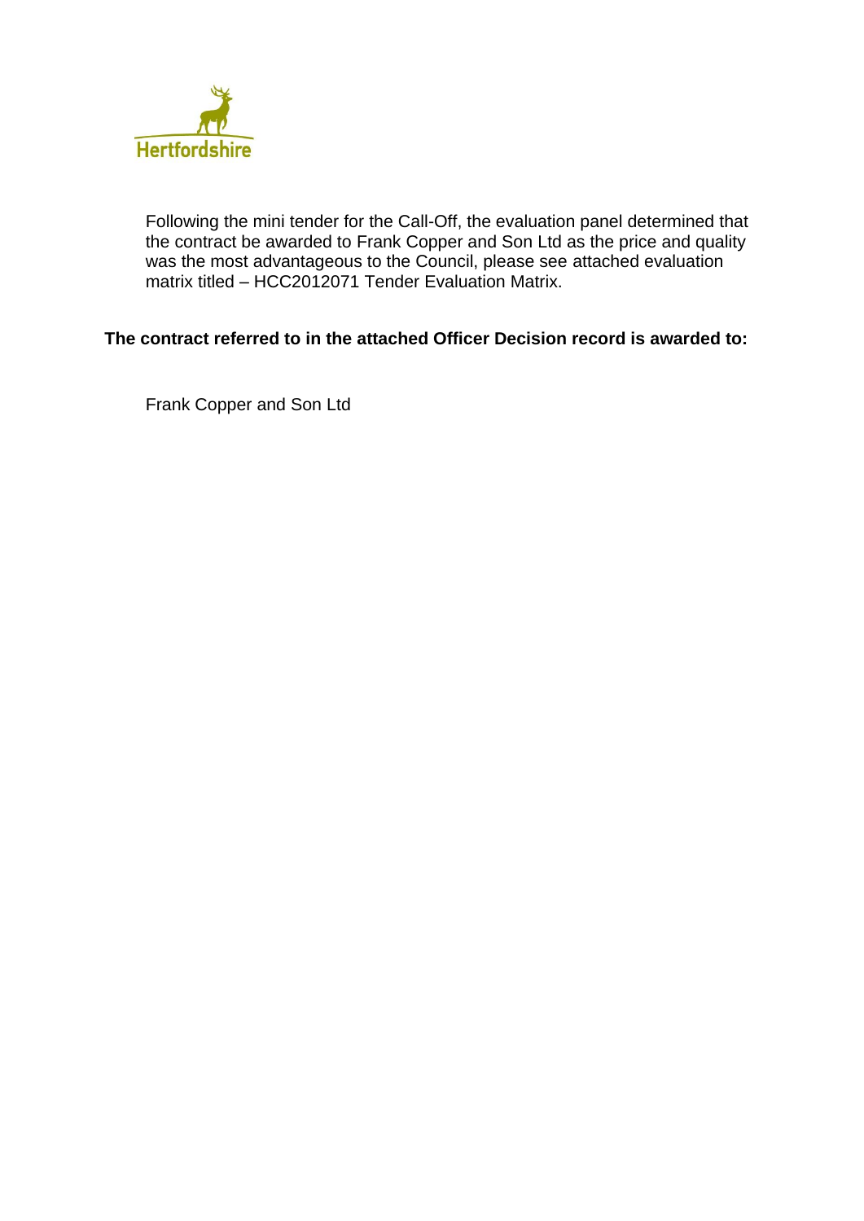Hertfordshire

Following the mini tender for the Call-Off, the evaluation panel determined that the contract be awarded to Frank Copper and Son Ltd as the price and quality was the most advantageous to the Council, please see attached evaluation matrix titled – HCC2012071 Tender Evaluation Matrix.

**The contract referred to in the attached Officer Decision record is awarded to:**

Frank Copper and Son Ltd